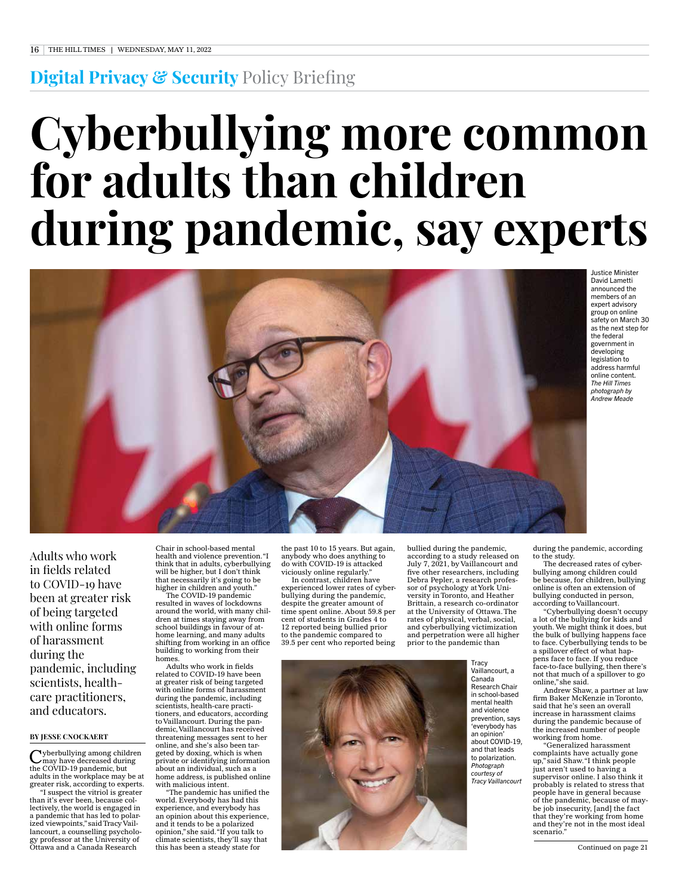Digital Privacy & Security Policy Briefing

# Cyberbullying more common for adults than children during pandemic, say experts

Justice Minister David Lametti announced the members of an expert advisory group on online safety on March 30 as the next step for the federal government in developing legislation to address harmful online content. *The Hill Times photograph by Andrew Meade*

Adults who work in fields related to COVID-19 have been at greater risk of being targeted with online forms of harassment during the pandemic, including scientists, health-care practitioners, and educators.

**BY JESSE CNOCKAERT**

Cyberbullying among children may have decreased during the COVID-19 pandemic, but adults in the workplace may be at greater risk, according to experts.

"I suspect the vitriol is greater than it's ever been, because collectively, the world is engaged in a pandemic that has led to polarized viewpoints," said Tracy Vaillancourt, a counselling psychology professor at the University of Ottawa and a Canada Research Chair in school-based mental health and violence prevention. "I think that in adults, cyberbullying will be higher, but I don't think that necessarily it's going to be higher in children and youth."

The COVID-19 pandemic resulted in waves of lockdowns around the world, with many children at times staying away from school buildings in favour of at-home learning, and many adults shifting from working in an office building to working from their homes.

Adults who work in fields related to COVID-19 have been at greater risk of being targeted with online forms of harassment during the pandemic, including scientists, health-care practitioners, and educators, according to Vaillancourt. During the pandemic, Vaillancourt has received threatening messages sent to her online, and she's also been targeted by doxing, which is when private or identifying information about an individual, such as a home address, is published online with malicious intent.

"The pandemic has unified the world. Everybody has had this experience, and everybody has an opinion about this experience, and it tends to be a polarized opinion," she said. "If you talk to climate scientists, they'll say that this has been a steady state for the past 10 to 15 years. But again, anybody who does anything to do with COVID-19 is attacked viciously online regularly."

In contrast, children have experienced lower rates of cyberbullying during the pandemic, despite the greater amount of time spent online. About 59.8 per cent of students in Grades 4 to 12 reported being bullied prior to the pandemic compared to 39.5 per cent who reported being bullied during the pandemic, according to a study released on July 7, 2021, by Vaillancourt and five other researchers, including Debra Pepler, a research professor of psychology at York University in Toronto, and Heather Brittain, a research co-ordinator at the University of Ottawa. The rates of physical, verbal, social, and cyberbullying victimization and perpetration were all higher prior to the pandemic than during the pandemic, according to the study.

Tracy Vaillancourt, a Canada Research Chair in school-based mental health and violence prevention, says 'everybody has an opinion' about COVID-19, and that leads to polarization. *Photograph courtesy of Tracy Vaillancourt*

The decreased rates of cyberbullying among children could be because, for children, bullying online is often an extension of bullying conducted in person, according to Vaillancourt.

"Cyberbullying doesn't occupy a lot of the bullying for kids and youth. We might think it does, but the bulk of bullying happens face to face. Cyberbullying tends to be a spillover effect of what happens face to face. If you reduce face-to-face bullying, then there's not that much of a spillover to go online," she said.

Andrew Shaw, a partner at law firm Baker McKenzie in Toronto, said that he's seen an overall increase in harassment claims during the pandemic because of the increased number of people working from home.

"Generalized harassment complaints have actually gone up," said Shaw. "I think people just aren't used to having a supervisor online. I also think it probably is related to stress that people have in general because of the pandemic, because of maybe job insecurity, [and] the fact that they're working from home and they're not in the most ideal scenario."

Continued on page 21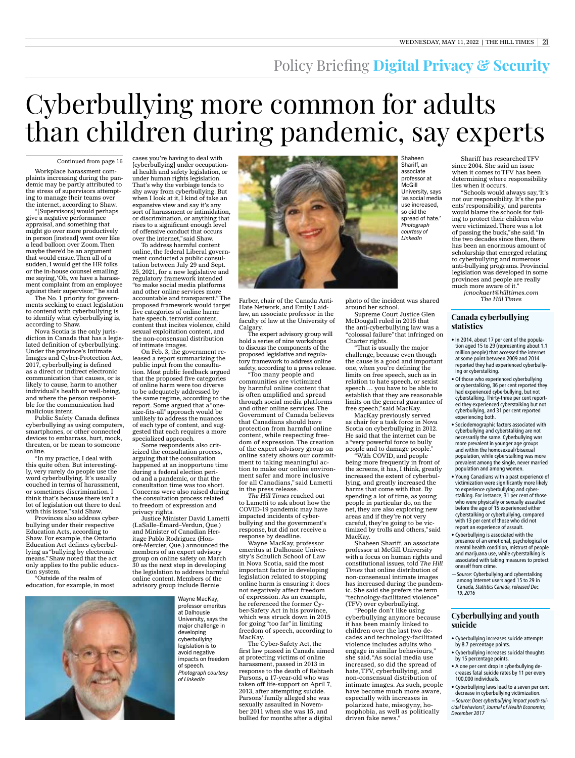Policy Briefing **Digital Privacy & Security**

# Cyberbullying more common for adults than children during pandemic, say experts

Continued from page 16

Workplace harassment complaints increasing during the pandemic may be partly attributed to the stress of supervisors attempting to manage their teams over the internet, according to Shaw.

"[Supervisors] would perhaps give a negative performance appraisal, and something that might go over more productively in person [instead] went over like a lead balloon over Zoom. Then maybe there'd be an argument that would ensue. Then all of a sudden, I would get the HR folks or the in-house counsel emailing me saying, 'Oh, we have a harassment complaint from an employee against their supervisor,'" he said.

The No. 1 priority for governments seeking to enact legislation to contend with cyberbullying is to identify what cyberbullying is, according to Shaw.

Nova Scotia is the only jurisdiction in Canada that has a legislated definition of cyberbullying. Under the province's Intimate Images and Cyber-Protection Act, 2017, cyberbullying is defined as a direct or indirect electronic communication that causes, or is likely to cause, harm to another individual's health or well-being, and where the person responsible for the communication had malicious intent.

Public Safety Canada defines cyberbullying as using computers, smartphones, or other connected devices to embarrass, hurt, mock, threaten, or be mean to someone online.

"In my practice, I deal with this quite often. But interestingly, very rarely do people use the word cyberbullying. It's usually couched in terms of harassment, or sometimes discrimination. I think that's because there isn't a lot of legislation out there to deal with this issue," said Shaw.

Provinces also address cyberbullying under their respective Education Acts, according to Shaw. For example, the Ontario Education Act defines cyberbullying as "bullying by electronic means." Shaw noted that the act only applies to the public education system.

"Outside of the realm of education, for example, in most cases you're having to deal with [cyberbullying] under occupational health and safety legislation, or under human rights legislation. That's why the verbiage tends to shy away from cyberbullying. But when I look at it, I kind of take an expansive view and say it's any sort of harassment or intimidation, or discrimination, or anything that rises to a significant enough level of offensive conduct that occurs over the internet," said Shaw.

To address harmful content online, the federal Liberal government conducted a public consultation between July 29 and Sept. 25, 2021, for a new legislative and regulatory framework intended "to make social media platforms and other online services more accountable and transparent." The proposed framework would target five categories of online harm: hate speech, terrorist content, content that incites violence, child sexual exploitation content, and the non-consensual distribution of intimate images.

On Feb. 3, the government released a report summarizing the public input from the consultation. Most public feedback argued that the proposed five categories of online harm were too diverse to be adequately addressed by the same regime, according to the report. Some argued that a "one-size-fits-all" approach would be unlikely to address the nuances of each type of content, and suggested that each requires a more specialized approach.

Some respondents also criticized the consultation process, arguing that the consultation happened at an inopportune time during a federal election period and a pandemic, or that the consultation time was too short. Concerns were also raised during the consultation process related to freedom of expression and privacy rights.

Justice Minister David Lametti (LaSalle–Émard–Verdun, Que.) and Minister of Canadian Heritage Pablo Rodriguez (Honoré-Mercier, Que.) announced the members of an expert advisory group on online safety on March 30 as the next step in developing the legislation to address harmful online content. Members of the advisory group include Bernie Farber, chair of the Canada Anti-Hate Network, and Emily Laidlaw, an associate professor in the faculty of law at the University of Calgary.

The expert advisory group will hold a series of nine workshops to discuss the components of the proposed legislative and regulatory framework to address online safety, according to a press release.

"Too many people and communities are victimized by harmful online content that is often amplified and spread through social media platforms and other online services. The Government of Canada believes that Canadians should have protection from harmful online content, while respecting freedom of expression. The creation of the expert advisory group on online safety shows our commitment to taking meaningful action to make our online environment safer and more inclusive for all Canadians," said Lametti in the press release.

*The Hill Times* reached out to Lametti to ask about how the COVID-19 pandemic may have impacted incidents of cyberbullying and the government's response, but did not receive a response by deadline.

Wayne MacKay, professor emeritus at Dalhousie University's Schulich School of Law in Nova Scotia, said the most important factor in developing legislation related to stopping online harm is ensuring it does not negatively affect freedom of expression. As an example, he referenced the former Cyber-Safety Act in his province, which was struck down in 2015 for going "too far" in limiting freedom of speech, according to MacKay.

The Cyber-Safety Act, the first law passed in Canada aimed at protecting victims of online harassment, passed in 2013 in response to the death of Rehtaeh Parsons, a 17-year-old who was taken off life-support on April 7, 2013, after attempting suicide. Parsons' family alleged she was sexually assaulted in November 2011 when she was 15, and bullied for months after a digital photo of the incident was shared around her school.

Supreme Court Justice Glen McDougall ruled in 2015 that the anti-cyberbullying law was a "colossal failure" that infringed on Charter rights.

"That is usually the major challenge, because even though the cause is a good and important one, when you're defining the limits on free speech, such as in relation to hate speech, or sexist speech … you have to be able to establish that they are reasonable limits on the general guarantee of free speech," said MacKay.

MacKay previously served as chair for a task force in Nova Scotia on cyberbullying in 2012. He said that the internet can be a "very powerful force to bully people and to damage people."

"With COVID, and people being more frequently in front of the screens, it has, I think, greatly increased the extent of cyberbullying, and greatly increased the harms that come with that. By spending a lot of time, as young people in particular do, on the net, they are also exploring new areas and if they're not very careful, they're going to be victimized by trolls and others," said MacKay.

Shaheen Shariff, an associate professor at McGill University with a focus on human rights and constitutional issues, told *The Hill Times* that online distribution of non-consensual intimate images has increased during the pandemic. She said she prefers the term "technology-facilitated violence" (TFV) over cyberbullying.

"People don't like using cyberbullying anymore because it has been mainly linked to children over the last two decades and technology-facilitated violence includes adults who engage in similar behaviours," she said. "As social media use increased, so did the spread of hate, TFV, cyberbullying, and non-consensual distribution of intimate images. As such, people have become much more aware, especially with increases in polarized hate, misogyny, homophobia, as well as politically driven fake news."

Shariff has researched TFV since 2004. She said an issue when it comes to TFV has been determining where responsibility lies when it occurs.

"Schools would always say, 'It's not our responsibility. It's the parents' responsibility,' and parents would blame the schools for failing to protect their children who were victimized. There was a lot of passing the buck," she said. "In the two decades since then, there has been an enormous amount of scholarship that emerged relating to cyberbullying and numerous anti-bullying programs. Provincial legislation was developed in some provinces and people are really much more aware of it."

*jcnockaert@hilltimes.com*
*The Hill Times*

Shaheen Shariff, an associate professor at McGill University, says 'as social media use increased, so did the spread of hate.' *Photograph courtesy of LinkedIn*

Wayne MacKay, professor emeritus at Dalhousie University, says the major challenge in developing cyberbullying legislation is to avoid negative impacts on freedom of speech. *Photograph courtesy of LinkedIn*

## Canada cyberbullying statistics

- In 2014, about 17 per cent of the population aged 15 to 29 (representing about 1.1 million people) that accessed the internet at some point between 2009 and 2014 reported they had experienced cyberbullying or cyberstalking.
- Of those who experienced cyberbullying or cyberstalking, 36 per cent reported they had experienced cyberbullying, but not cyberstalking. Thirty-three per cent reported they experienced cyberstalking but not cyberbullying, and 31 per cent reported experiencing both.
- Sociodemographic factors associated with cyberbullying and cyberstalking are not necessarily the same. Cyberbullying was more prevalent in younger age groups and within the homosexual/bisexual population, while cyberstalking was more prevalent among the single, never married population and among women.
- Young Canadians with a past experience of victimization were significantly more likely to experience cyberbullying and cyberstalking. For instance, 31 per cent of those who were physically or sexually assaulted before the age of 15 experienced either cyberstalking or cyberbullying, compared with 13 per cent of those who did not report an experience of assault.
- Cyberbullying is associated with the presence of an emotional, psychological or mental health condition, mistrust of people and marijuana use, while cyberstalking is associated with taking measures to protect oneself from crime.

*—Source: Cyberbullying and cyberstalking among Internet users aged 15 to 29 in Canada, Statistics Canada, released Dec. 19, 2016*

## Cyberbullying and youth suicide

- Cyberbullying increases suicide attempts by 8.7 percentage points.
- Cyberbullying increases suicidal thoughts by 15 percentage points.
- A one per cent drop in cyberbullying decreases fatal suicide rates by 11 per every 100,000 individuals.
- Cyberbullying laws lead to a seven per cent decrease in cyberbullying victimization.

*—Source: Does cyberbullying impact youth suicidal behaviors?, Journal of Health Economics, December 2017*